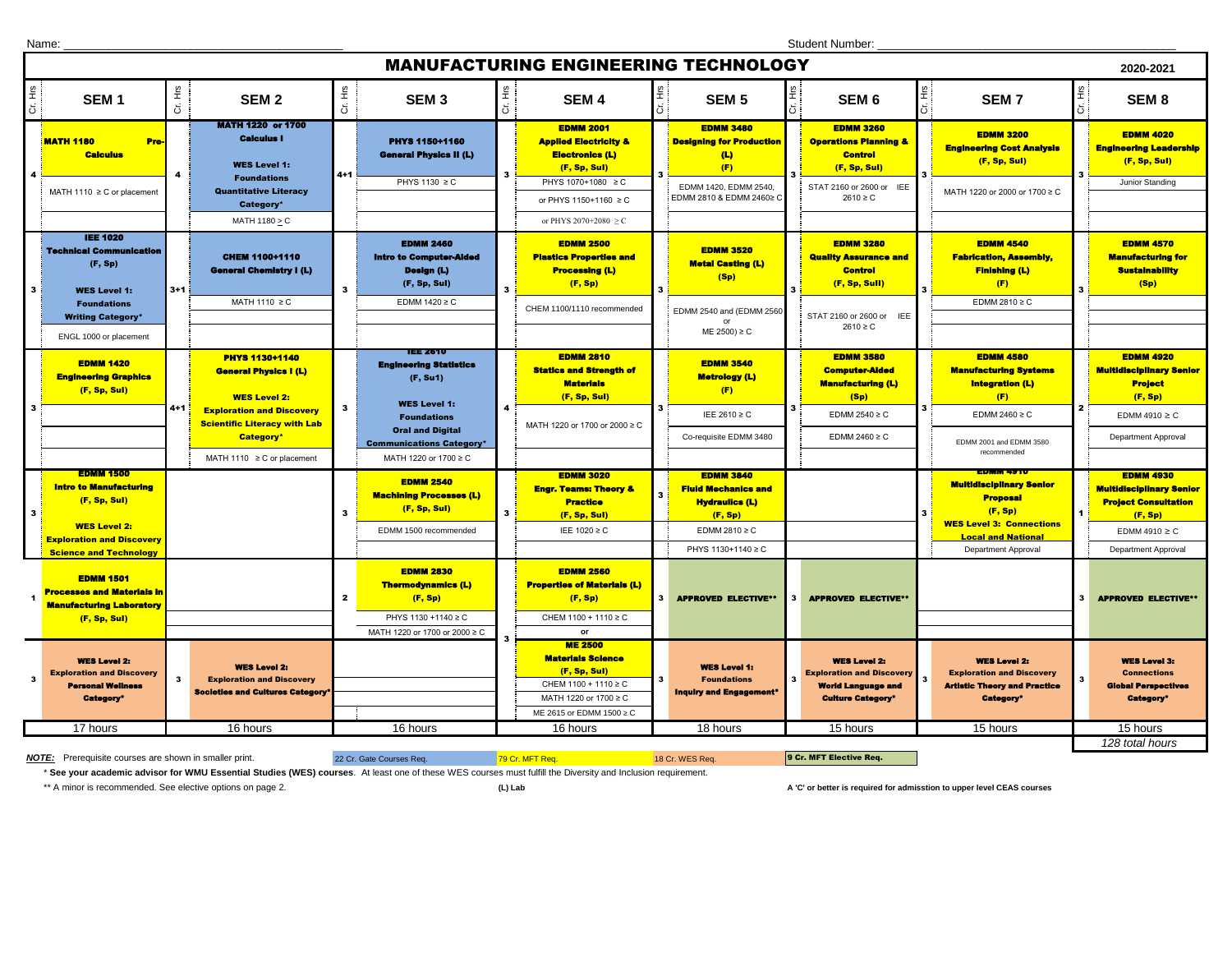Name: ______________________________ Student Number: ______________________________

# MANUFACTURING ENGINEERING TECHNOLOGY

**2020-2021**

| Cr. Hrs | SEM 1 | Cr. Hrs | SEM 2 | Cr. Hrs | SEM 3 | Cr. Hrs | SEM 4 | Cr. Hrs | SEM 5 | Cr. Hrs | SEM 6 | Cr. Hrs | SEM 7 | Cr. Hrs | SEM 8 |
|---|---|---|---|---|---|---|---|---|---|---|---|---|---|---|---|
| 4 | **MATH 1180 Pre-Calculus**<br>MATH 1110 ≥ C or placement | 4 | **MATH 1220 or 1700 Calculus I**<br>**WES Level 1: Foundations Quantitative Literacy Category***<br>MATH 1180 > C | 4+1 | **PHYS 1150+1160 General Physics II (L)**<br>PHYS 1130 ≥ C | 3 | **EDMM 2001 Applied Electricity & Electronics (L) (F, Sp, Sul)**<br>PHYS 1070+1080 ≥ C<br>or PHYS 1150+1160 ≥ C<br>or PHYS 2070+2080 ≥ C | 3 | **EDMM 3480 Designing for Production (L) (F)**<br>EDMM 1420, EDMM 2540, EDMM 2810 & EDMM 2460≥ C | 3 | **EDMM 3260 Operations Planning & Control (F, Sp, Sul)**<br>STAT 2160 or 2600 or IEE 2610 ≥ C | 3 | **EDMM 3200 Engineering Cost Analysis (F, Sp, Sul)**<br>MATH 1220 or 2000 or 1700 ≥ C | 3 | **EDMM 4020 Engineering Leadership (F, Sp, Sul)**<br>Junior Standing |
| 3 | **IEE 1020 Technical Communication (F, Sp)**<br>**WES Level 1: Foundations Writing Category***<br>ENGL 1000 or placement | 3+1 | **CHEM 1100+1110 General Chemistry I (L)**<br>MATH 1110 ≥ C | 3 | **EDMM 2460 Intro to Computer-Aided Design (L) (F, Sp, Sul)**<br>EDMM 1420 ≥ C | 3 | **EDMM 2500 Plastics Properties and Processing (L) (F, Sp)**<br>CHEM 1100/1110 recommended | 3 | **EDMM 3520 Metal Casting (L) (Sp)**<br>EDMM 2540 and (EDMM 2560 or ME 2500) ≥ C | 3 | **EDMM 3280 Quality Assurance and Control (F, Sp, Sull)**<br>STAT 2160 or 2600 or IEE 2610 ≥ C | 3 | **EDMM 4540 Fabrication, Assembly, Finishing (L) (F)**<br>EDMM 2810 ≥ C | 3 | **EDMM 4570 Manufacturing for Sustainability (Sp)** |
| 3 | **EDMM 1420 Engineering Graphics (F, Sp, Sul)** | 4+1 | **PHYS 1130+1140 General Physics I (L)**<br>**WES Level 2: Exploration and Discovery Scientific Literacy with Lab Category***<br>MATH 1110 ≥ C or placement | 3 | **IEE 2610 Engineering Statistics (F, Su1)**<br>**WES Level 1: Foundations Oral and Digital Communications Category***<br>MATH 1220 or 1700 ≥ C | 4 | **EDMM 2810 Statics and Strength of Materials (F, Sp, Sul)**<br>MATH 1220 or 1700 or 2000 ≥ C | 3 | **EDMM 3540 Metrology (L) (F)**<br>IEE 2610 ≥ C<br>Co-requisite EDMM 3480 | 3 | **EDMM 3580 Computer-Aided Manufacturing (L) (Sp)**<br>EDMM 2540 ≥ C<br>EDMM 2460 ≥ C | 3 | **EDMM 4580 Manufacturing Systems Integration (L) (F)**<br>EDMM 2460 ≥ C<br>EDMM 2001 and EDMM 3580 recommended | 2 | **EDMM 4920 Multidisciplinary Senior Project (F, Sp)**<br>EDMM 4910 ≥ C<br>Department Approval |
| 3 | **EDMM 1500 Intro to Manufacturing (F, Sp, Sul)**<br>**WES Level 2: Exploration and Discovery Science and Technology** | | | 3 | **EDMM 2540 Machining Processes (L) (F, Sp, Sul)**<br>EDMM 1500 recommended | 3 | **EDMM 3020 Engr. Teams: Theory & Practice (F, Sp, Sul)**<br>IEE 1020 ≥ C | 3 | **EDMM 3840 Fluid Mechanics and Hydraulics (L) (F, Sp)**<br>EDMM 2810 ≥ C<br>PHYS 1130+1140 ≥ C | | | 3 | **EDMM 4910 Multidisciplinary Senior Proposal (F, Sp)**<br>**WES Level 3: Connections Local and National**<br>Department Approval | 1 | **EDMM 4930 Multidisciplinary Senior Project Consultation (F, Sp)**<br>EDMM 4910 ≥ C<br>Department Approval |
| 1 | **EDMM 1501 Processes and Materials in Manufacturing Laboratory (F, Sp, Sul)** | | | 2 | **EDMM 2830 Thermodynamics (L) (F, Sp)**<br>PHYS 1130 +1140 ≥ C<br>MATH 1220 or 1700 or 2000 ≥ C | 3 | **EDMM 2560 Properties of Materials (L) (F, Sp)**<br>CHEM 1100 + 1110 ≥ C<br>or<br>**ME 2500 Materials Science (F, Sp, Sul)**<br>CHEM 1100 + 1110 ≥ C<br>MATH 1220 or 1700 ≥ C<br>ME 2615 or EDMM 1500 ≥ C | 3 | **APPROVED ELECTIVE**** | 3 | **APPROVED ELECTIVE**** | | | 3 | **APPROVED ELECTIVE**** |
| 3 | **WES Level 2: Exploration and Discovery Personal Wellness Category*** | 3 | **WES Level 2: Exploration and Discovery Societies and Cultures Category*** | | | | | 3 | **WES Level 1: Foundations Inquiry and Engagement*** | 3 | **WES Level 2: Exploration and Discovery World Language and Culture Category*** | 3 | **WES Level 2: Exploration and Discovery Artistic Theory and Practice Category*** | 3 | **WES Level 3: Connections Global Perspectives Category*** |
| | 17 hours | | 16 hours | | 16 hours | | 16 hours | | 18 hours | | 15 hours | | 15 hours | | 15 hours |

*128 total hours*

***NOTE:*** Prerequisite courses are shown in smaller print.

22 Cr. Gate Courses Req. | 79 Cr. MFT Req. | 18 Cr. WES Req. | **9 Cr. MFT Elective Req.**

\* **See your academic advisor for WMU Essential Studies (WES) courses**. At least one of these WES courses must fulfill the Diversity and Inclusion requirement.

** A minor is recommended. See elective options on page 2.

**(L) Lab**

**A 'C' or better is required for admisstion to upper level CEAS courses**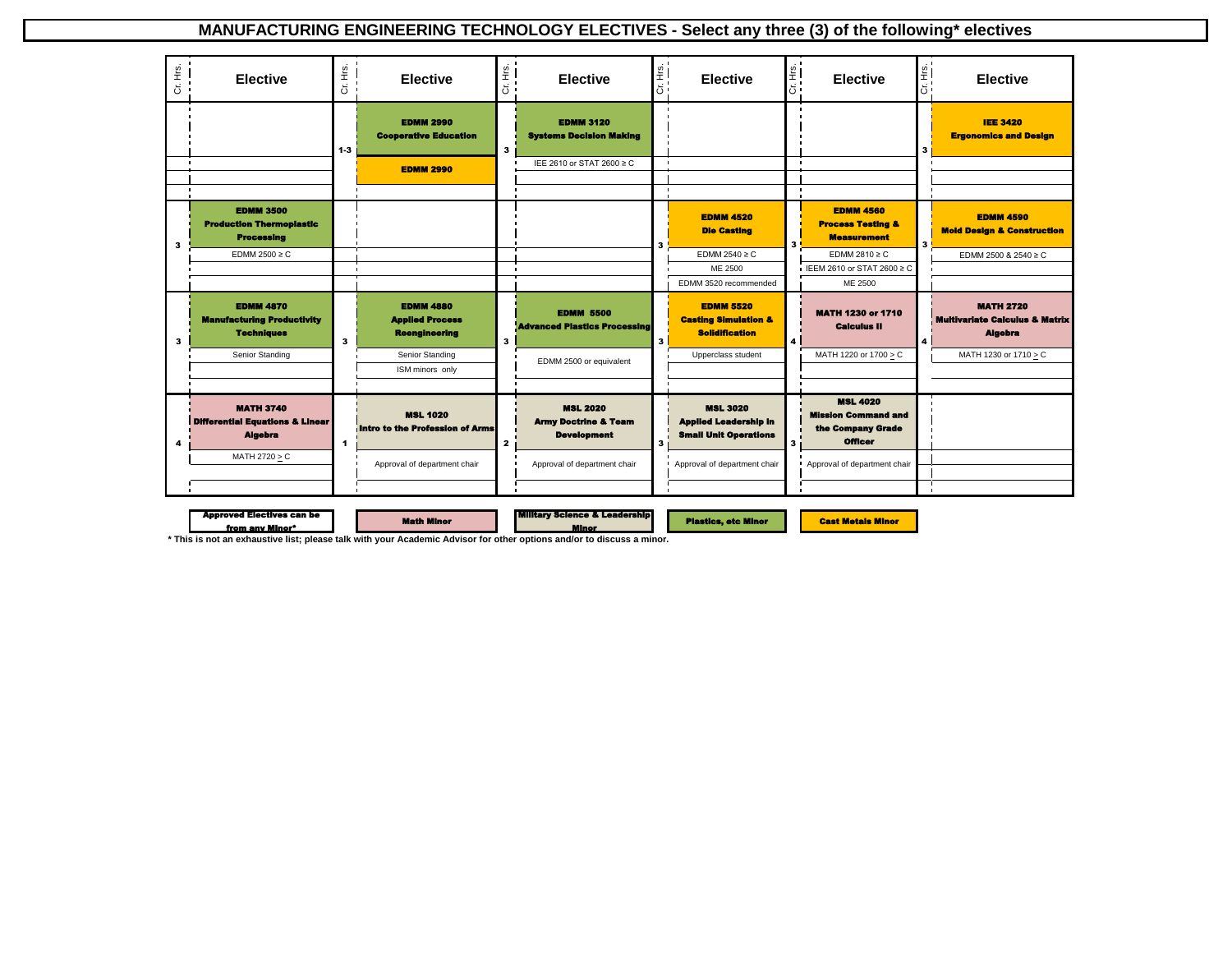# MANUFACTURING ENGINEERING TECHNOLOGY ELECTIVES - Select any three (3) of the following* electives

| Cr. Hrs. | Elective | Cr. Hrs. | Elective | Cr. Hrs. | Elective | Cr. Hrs. | Elective | Cr. Hrs. | Elective | Cr. Hrs. | Elective |
|---|---|---|---|---|---|---|---|---|---|---|---|
| | | 1-3 | **EDMM 2990** **Cooperative Education** / **EDMM 2990** | 3 | **EDMM 3120** **Systems Decision Making** — IEE 2610 or STAT 2600 ≥ C | | | | | 3 | **IEE 3420** **Ergonomics and Design** |
| 3 | **EDMM 3500** **Production Thermoplastic Processing** — EDMM 2500 ≥ C | | | | | 3 | **EDMM 4520** **Die Casting** — EDMM 2540 ≥ C; ME 2500; EDMM 3520 recommended | 3 | **EDMM 4560** **Process Testing & Measurement** — EDMM 2810 ≥ C; IEEM 2610 or STAT 2600 ≥ C; ME 2500 | 3 | **EDMM 4590** **Mold Design & Construction** — EDMM 2500 & 2540 ≥ C |
| 3 | **EDMM 4870** **Manufacturing Productivity Techniques** — Senior Standing | 3 | **EDMM 4880** **Applied Process Reengineering** — Senior Standing; ISM minors only | 3 | **EDMM 5500** **Advanced Plastics Processing** — EDMM 2500 or equivalent | 3 | **EDMM 5520** **Casting Simulation & Solidification** — Upperclass student | 4 | **MATH 1230 or 1710** **Calculus II** — MATH 1220 or 1700 ≥ C | 4 | **MATH 2720** **Multivariate Calculus & Matrix Algebra** — MATH 1230 or 1710 ≥ C |
| 4 | **MATH 3740** **Differential Equations & Linear Algebra** — MATH 2720 ≥ C | 1 | **MSL 1020** **Intro to the Profession of Arms** — Approval of department chair | 2 | **MSL 2020** **Army Doctrine & Team Development** — Approval of department chair | 3 | **MSL 3020** **Applied Leadership in Small Unit Operations** — Approval of department chair | 3 | **MSL 4020** **Mission Command and the Company Grade Officer** — Approval of department chair | | |

Legend: **Approved Electives can be from any Minor*** | **Math Minor** | **Military Science & Leadership Minor** | **Plastics, etc Minor** | **Cast Metals Minor**

**\* This is not an exhaustive list; please talk with your Academic Advisor for other options and/or to discuss a minor.**